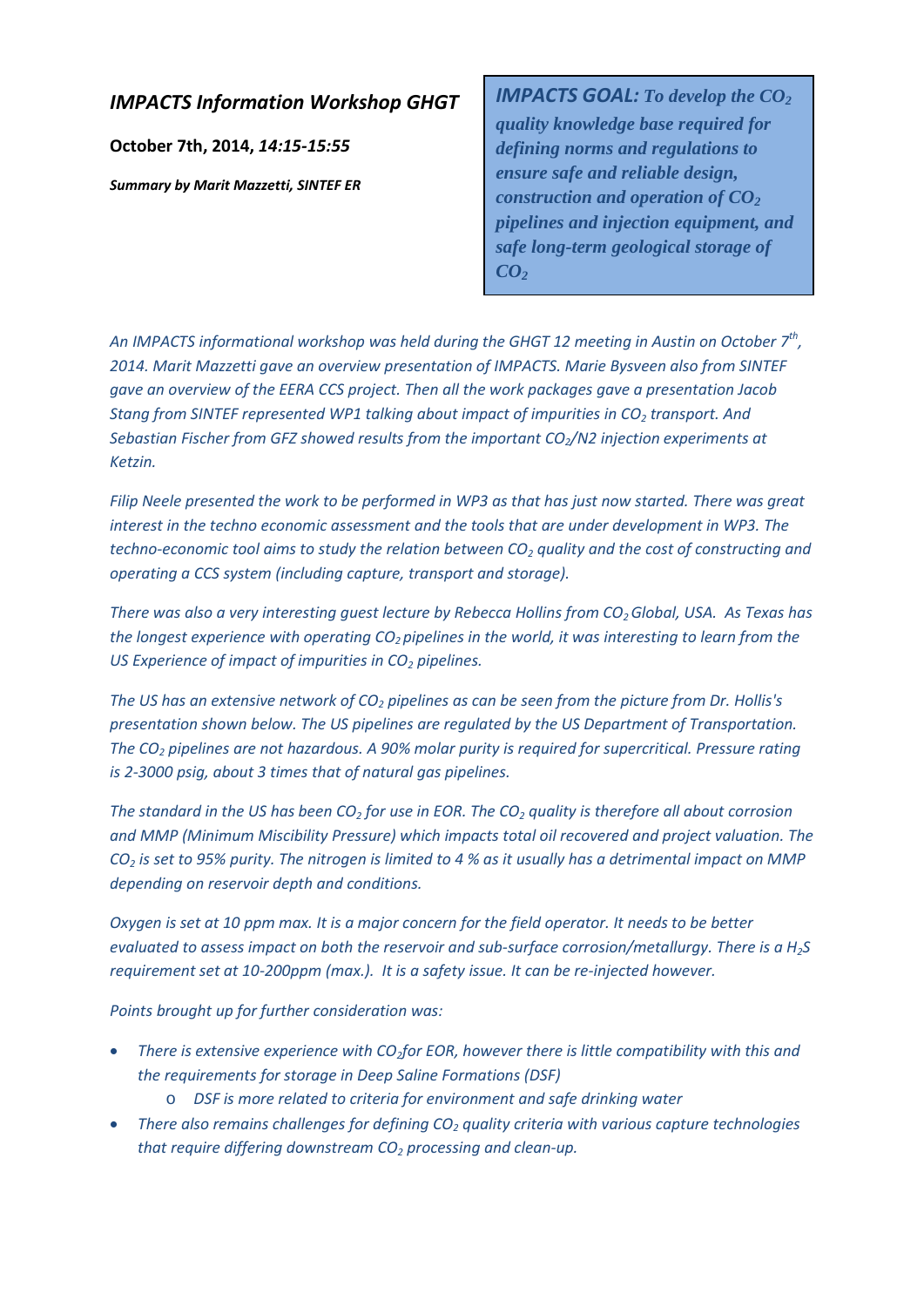# *IMPACTS Information Workshop GHGT*

**October 7th, 2014, *14:15-15:55***

***Summary by Marit Mazzetti, SINTEF ER***

> ***IMPACTS GOAL:** To develop the $CO_2$ quality knowledge base required for defining norms and regulations to ensure safe and reliable design, construction and operation of $CO_2$ pipelines and injection equipment, and safe long-term geological storage of $CO_2$*

*An IMPACTS informational workshop was held during the GHGT 12 meeting in Austin on October 7th, 2014. Marit Mazzetti gave an overview presentation of IMPACTS. Marie Bysveen also from SINTEF gave an overview of the EERA CCS project. Then all the work packages gave a presentation Jacob Stang from SINTEF represented WP1 talking about impact of impurities in $CO_2$ transport. And Sebastian Fischer from GFZ showed results from the important $CO_2$/N2 injection experiments at Ketzin.*

*Filip Neele presented the work to be performed in WP3 as that has just now started. There was great interest in the techno economic assessment and the tools that are under development in WP3. The techno-economic tool aims to study the relation between $CO_2$ quality and the cost of constructing and operating a CCS system (including capture, transport and storage).*

*There was also a very interesting guest lecture by Rebecca Hollins from $CO_2$ Global, USA. As Texas has the longest experience with operating $CO_2$ pipelines in the world, it was interesting to learn from the US Experience of impact of impurities in $CO_2$ pipelines.*

*The US has an extensive network of $CO_2$ pipelines as can be seen from the picture from Dr. Hollis's presentation shown below. The US pipelines are regulated by the US Department of Transportation. The $CO_2$ pipelines are not hazardous. A 90% molar purity is required for supercritical. Pressure rating is 2-3000 psig, about 3 times that of natural gas pipelines.*

*The standard in the US has been $CO_2$ for use in EOR. The $CO_2$ quality is therefore all about corrosion and MMP (Minimum Miscibility Pressure) which impacts total oil recovered and project valuation. The $CO_2$ is set to 95% purity. The nitrogen is limited to 4 % as it usually has a detrimental impact on MMP depending on reservoir depth and conditions.*

*Oxygen is set at 10 ppm max. It is a major concern for the field operator. It needs to be better evaluated to assess impact on both the reservoir and sub-surface corrosion/metallurgy. There is a $H_2S$ requirement set at 10-200ppm (max.). It is a safety issue. It can be re-injected however.*

*Points brought up for further consideration was:*

- *There is extensive experience with $CO_2$for EOR, however there is little compatibility with this and the requirements for storage in Deep Saline Formations (DSF)*
  - *DSF is more related to criteria for environment and safe drinking water*
- *There also remains challenges for defining $CO_2$ quality criteria with various capture technologies that require differing downstream $CO_2$ processing and clean-up.*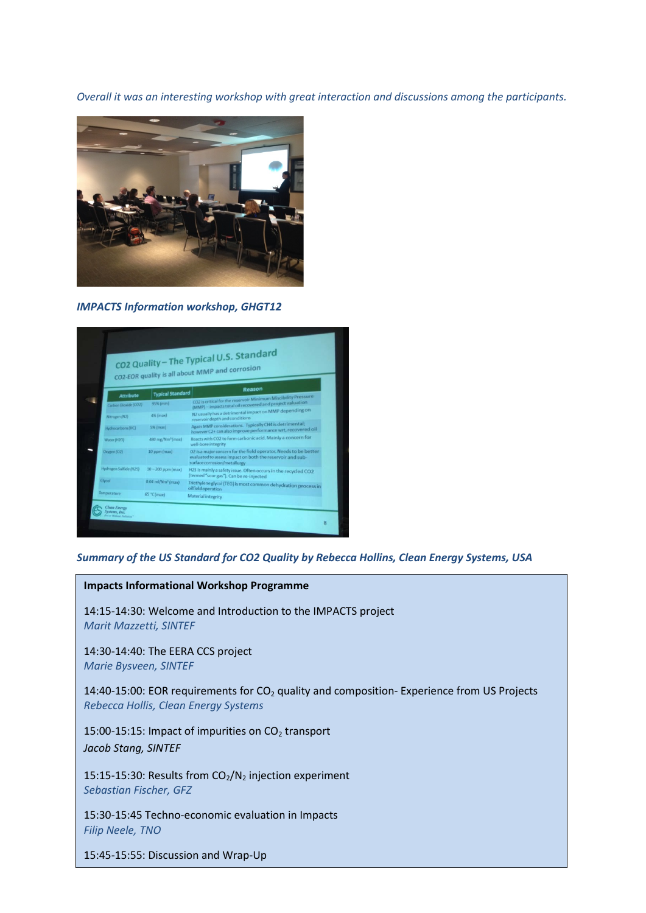*Overall it was an interesting workshop with great interaction and discussions among the participants.*

***IMPACTS Information workshop, GHGT12***

***Summary of the US Standard for CO2 Quality by Rebecca Hollins, Clean Energy Systems, USA***

**Impacts Informational Workshop Programme**

14:15-14:30: Welcome and Introduction to the IMPACTS project
*Marit Mazzetti, SINTEF*

14:30-14:40: The EERA CCS project
*Marie Bysveen, SINTEF*

14:40-15:00: EOR requirements for $CO_2$ quality and composition- Experience from US Projects
*Rebecca Hollis, Clean Energy Systems*

15:00-15:15: Impact of impurities on $CO_2$ transport
*Jacob Stang, SINTEF*

15:15-15:30: Results from $CO_2/N_2$ injection experiment
*Sebastian Fischer, GFZ*

15:30-15:45 Techno-economic evaluation in Impacts
*Filip Neele, TNO*

15:45-15:55: Discussion and Wrap-Up